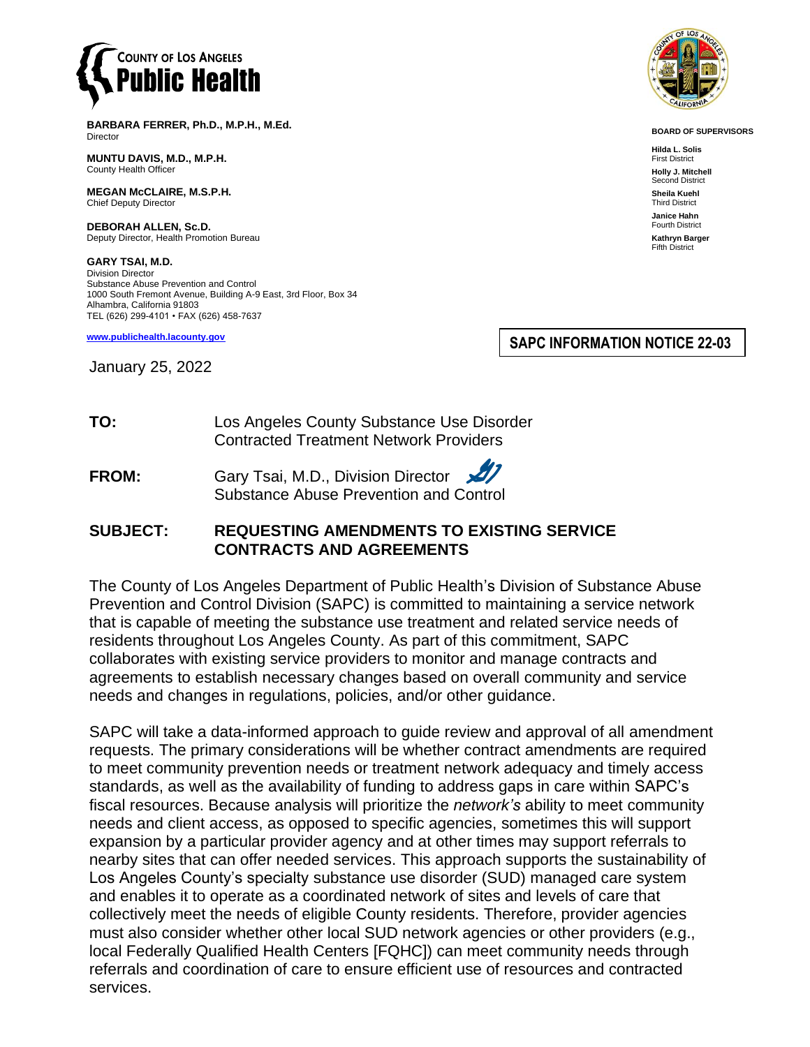**COUNTY OF LOS ANGELES Public Health**

**BARBARA FERRER, Ph.D., M.P.H., M.Ed.**
Director

**MUNTU DAVIS, M.D., M.P.H.**
County Health Officer

**MEGAN McCLAIRE, M.S.P.H.**
Chief Deputy Director

**DEBORAH ALLEN, Sc.D.**
Deputy Director, Health Promotion Bureau

**GARY TSAI, M.D.**
Division Director
Substance Abuse Prevention and Control
1000 South Fremont Avenue, Building A-9 East, 3rd Floor, Box 34
Alhambra, California 91803
TEL (626) 299-4101 • FAX (626) 458-7637

www.publichealth.lacounty.gov

**BOARD OF SUPERVISORS**

**Hilda L. Solis**
First District

**Holly J. Mitchell**
Second District

**Sheila Kuehl**
Third District

**Janice Hahn**
Fourth District

**Kathryn Barger**
Fifth District

**SAPC INFORMATION NOTICE 22-03**

January 25, 2022

**TO:** Los Angeles County Substance Use Disorder Contracted Treatment Network Providers

**FROM:** Gary Tsai, M.D., Division Director
Substance Abuse Prevention and Control

**SUBJECT: REQUESTING AMENDMENTS TO EXISTING SERVICE CONTRACTS AND AGREEMENTS**

The County of Los Angeles Department of Public Health's Division of Substance Abuse Prevention and Control Division (SAPC) is committed to maintaining a service network that is capable of meeting the substance use treatment and related service needs of residents throughout Los Angeles County. As part of this commitment, SAPC collaborates with existing service providers to monitor and manage contracts and agreements to establish necessary changes based on overall community and service needs and changes in regulations, policies, and/or other guidance.

SAPC will take a data-informed approach to guide review and approval of all amendment requests. The primary considerations will be whether contract amendments are required to meet community prevention needs or treatment network adequacy and timely access standards, as well as the availability of funding to address gaps in care within SAPC's fiscal resources. Because analysis will prioritize the *network's* ability to meet community needs and client access, as opposed to specific agencies, sometimes this will support expansion by a particular provider agency and at other times may support referrals to nearby sites that can offer needed services. This approach supports the sustainability of Los Angeles County's specialty substance use disorder (SUD) managed care system and enables it to operate as a coordinated network of sites and levels of care that collectively meet the needs of eligible County residents. Therefore, provider agencies must also consider whether other local SUD network agencies or other providers (e.g., local Federally Qualified Health Centers [FQHC]) can meet community needs through referrals and coordination of care to ensure efficient use of resources and contracted services.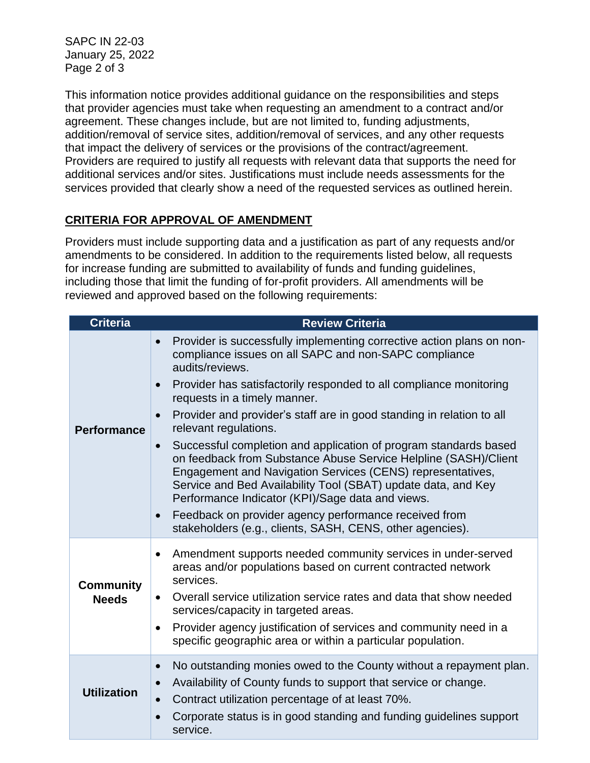This information notice provides additional guidance on the responsibilities and steps that provider agencies must take when requesting an amendment to a contract and/or agreement. These changes include, but are not limited to, funding adjustments, addition/removal of service sites, addition/removal of services, and any other requests that impact the delivery of services or the provisions of the contract/agreement. Providers are required to justify all requests with relevant data that supports the need for additional services and/or sites. Justifications must include needs assessments for the services provided that clearly show a need of the requested services as outlined herein.

## CRITERIA FOR APPROVAL OF AMENDMENT

Providers must include supporting data and a justification as part of any requests and/or amendments to be considered. In addition to the requirements listed below, all requests for increase funding are submitted to availability of funds and funding guidelines, including those that limit the funding of for-profit providers. All amendments will be reviewed and approved based on the following requirements:

| Criteria | Review Criteria |
|---|---|
| **Performance** | • Provider is successfully implementing corrective action plans on non-compliance issues on all SAPC and non-SAPC compliance audits/reviews.<br>• Provider has satisfactorily responded to all compliance monitoring requests in a timely manner.<br>• Provider and provider's staff are in good standing in relation to all relevant regulations.<br>• Successful completion and application of program standards based on feedback from Substance Abuse Service Helpline (SASH)/Client Engagement and Navigation Services (CENS) representatives, Service and Bed Availability Tool (SBAT) update data, and Key Performance Indicator (KPI)/Sage data and views.<br>• Feedback on provider agency performance received from stakeholders (e.g., clients, SASH, CENS, other agencies). |
| **Community Needs** | • Amendment supports needed community services in under-served areas and/or populations based on current contracted network services.<br>• Overall service utilization service rates and data that show needed services/capacity in targeted areas.<br>• Provider agency justification of services and community need in a specific geographic area or within a particular population. |
| **Utilization** | • No outstanding monies owed to the County without a repayment plan.<br>• Availability of County funds to support that service or change.<br>• Contract utilization percentage of at least 70%.<br>• Corporate status is in good standing and funding guidelines support service. |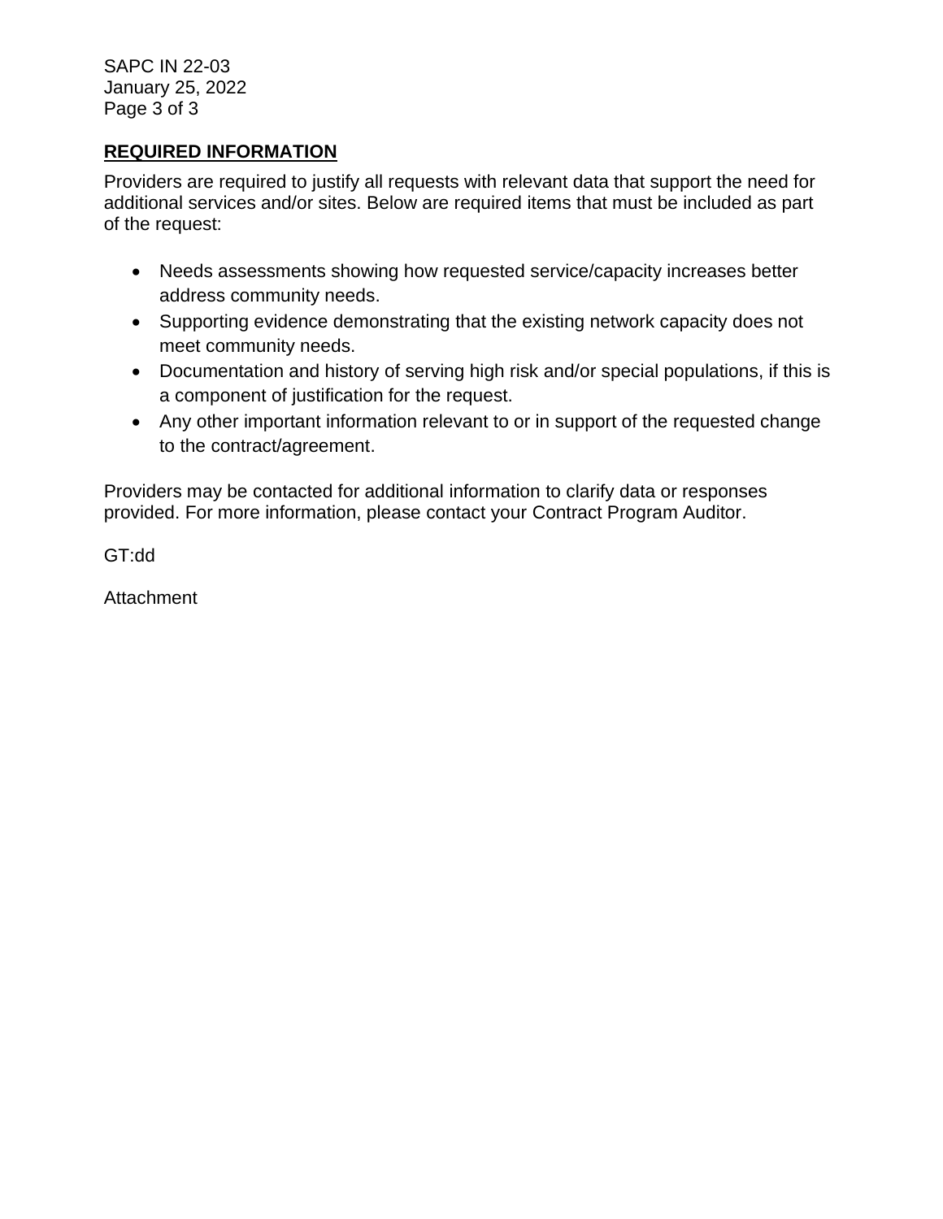## REQUIRED INFORMATION

Providers are required to justify all requests with relevant data that support the need for additional services and/or sites. Below are required items that must be included as part of the request:

- Needs assessments showing how requested service/capacity increases better address community needs.
- Supporting evidence demonstrating that the existing network capacity does not meet community needs.
- Documentation and history of serving high risk and/or special populations, if this is a component of justification for the request.
- Any other important information relevant to or in support of the requested change to the contract/agreement.

Providers may be contacted for additional information to clarify data or responses provided. For more information, please contact your Contract Program Auditor.

GT:dd

Attachment